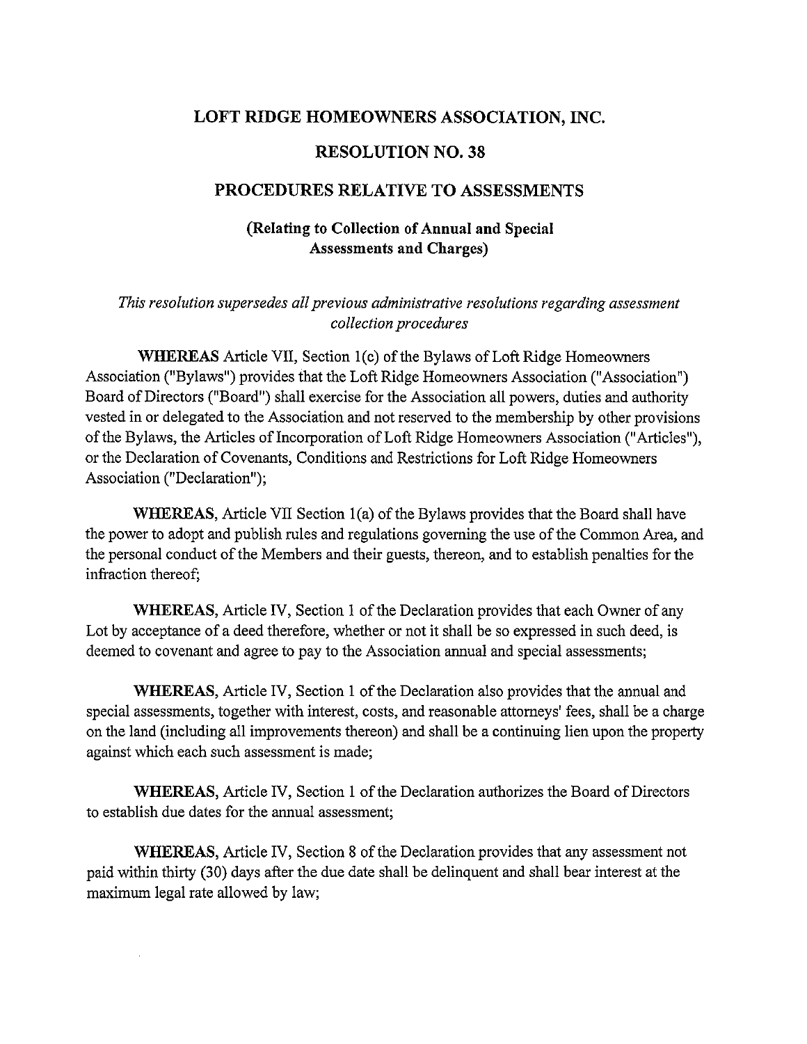# LOFT RIDGE HOMEOWNERS ASSOCIATION, INC.

## RESOLUTION NO. 38

## PROCEDURES RELATIVE TO ASSESSMENTS

### (Relating to Collection of Annual and Special Assessments and Charges)

*This resolution supersedes all previous administrative resolutions regarding assessment collection procedures*

**WHEREAS** Article VII, Section 1(c) of the Bylaws of Loft Ridge Homeowners Association ("Bylaws") provides that the Loft Ridge Homeowners Association ("Association") Board of Directors ("Board") shall exercise for the Association all powers, duties and authority vested in or delegated to the Association and not reserved to the membership by other provisions of the Bylaws, the Articles of Incorporation of Loft Ridge Homeowners Association ("Articles"), or the Declaration of Covenants, Conditions and Restrictions for Loft Ridge Homeowners Association ("Declaration");

**WHEREAS**, Article VII Section 1(a) of the Bylaws provides that the Board shall have the power to adopt and publish rules and regulations governing the use of the Common Area, and the personal conduct of the Members and their guests, thereon, and to establish penalties for the infraction thereof;

**WHEREAS**, Article IV, Section 1 of the Declaration provides that each Owner of any Lot by acceptance of a deed therefore, whether or not it shall be so expressed in such deed, is deemed to covenant and agree to pay to the Association annual and special assessments;

**WHEREAS**, Article IV, Section 1 of the Declaration also provides that the annual and special assessments, together with interest, costs, and reasonable attorneys' fees, shall be a charge on the land (including all improvements thereon) and shall be a continuing lien upon the property against which each such assessment is made;

**WHEREAS**, Article IV, Section 1 of the Declaration authorizes the Board of Directors to establish due dates for the annual assessment;

**WHEREAS**, Article IV, Section 8 of the Declaration provides that any assessment not paid within thirty (30) days after the due date shall be delinquent and shall bear interest at the maximum legal rate allowed by law;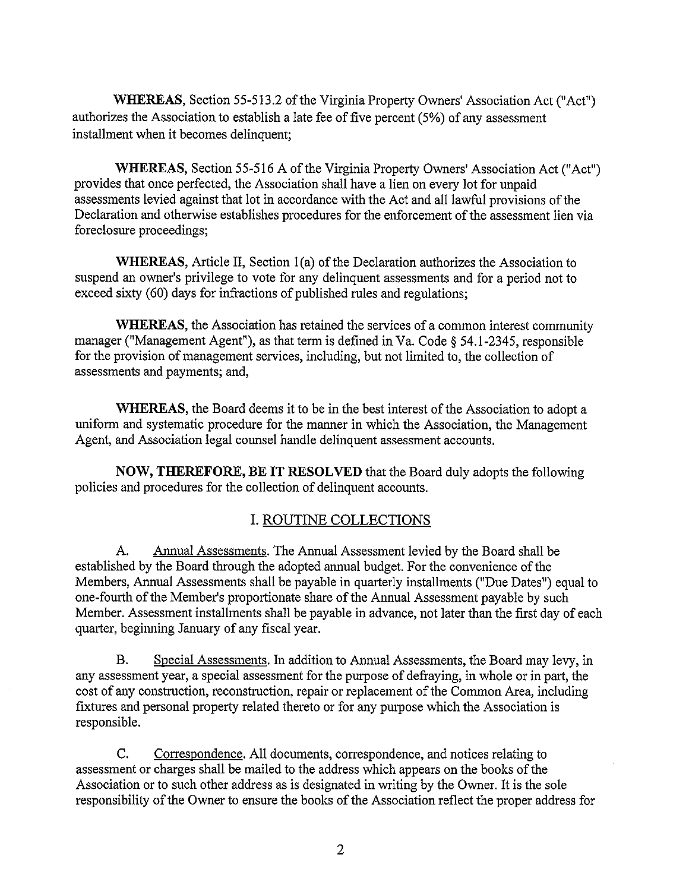**WHEREAS**, Section 55-513.2 of the Virginia Property Owners' Association Act ("Act") authorizes the Association to establish a late fee of five percent (5%) of any assessment installment when it becomes delinquent;

**WHEREAS**, Section 55-516 A of the Virginia Property Owners' Association Act ("Act") provides that once perfected, the Association shall have a lien on every lot for unpaid assessments levied against that lot in accordance with the Act and all lawful provisions of the Declaration and otherwise establishes procedures for the enforcement of the assessment lien via foreclosure proceedings;

**WHEREAS**, Article II, Section 1(a) of the Declaration authorizes the Association to suspend an owner's privilege to vote for any delinquent assessments and for a period not to exceed sixty (60) days for infractions of published rules and regulations;

**WHEREAS**, the Association has retained the services of a common interest community manager ("Management Agent"), as that term is defined in Va. Code § 54.1-2345, responsible for the provision of management services, including, but not limited to, the collection of assessments and payments; and,

**WHEREAS**, the Board deems it to be in the best interest of the Association to adopt a uniform and systematic procedure for the manner in which the Association, the Management Agent, and Association legal counsel handle delinquent assessment accounts.

**NOW, THEREFORE, BE IT RESOLVED** that the Board duly adopts the following policies and procedures for the collection of delinquent accounts.

## I. ROUTINE COLLECTIONS

A. Annual Assessments. The Annual Assessment levied by the Board shall be established by the Board through the adopted annual budget. For the convenience of the Members, Annual Assessments shall be payable in quarterly installments ("Due Dates") equal to one-fourth of the Member's proportionate share of the Annual Assessment payable by such Member. Assessment installments shall be payable in advance, not later than the first day of each quarter, beginning January of any fiscal year.

B. Special Assessments. In addition to Annual Assessments, the Board may levy, in any assessment year, a special assessment for the purpose of defraying, in whole or in part, the cost of any construction, reconstruction, repair or replacement of the Common Area, including fixtures and personal property related thereto or for any purpose which the Association is responsible.

C. Correspondence. All documents, correspondence, and notices relating to assessment or charges shall be mailed to the address which appears on the books of the Association or to such other address as is designated in writing by the Owner. It is the sole responsibility of the Owner to ensure the books of the Association reflect the proper address for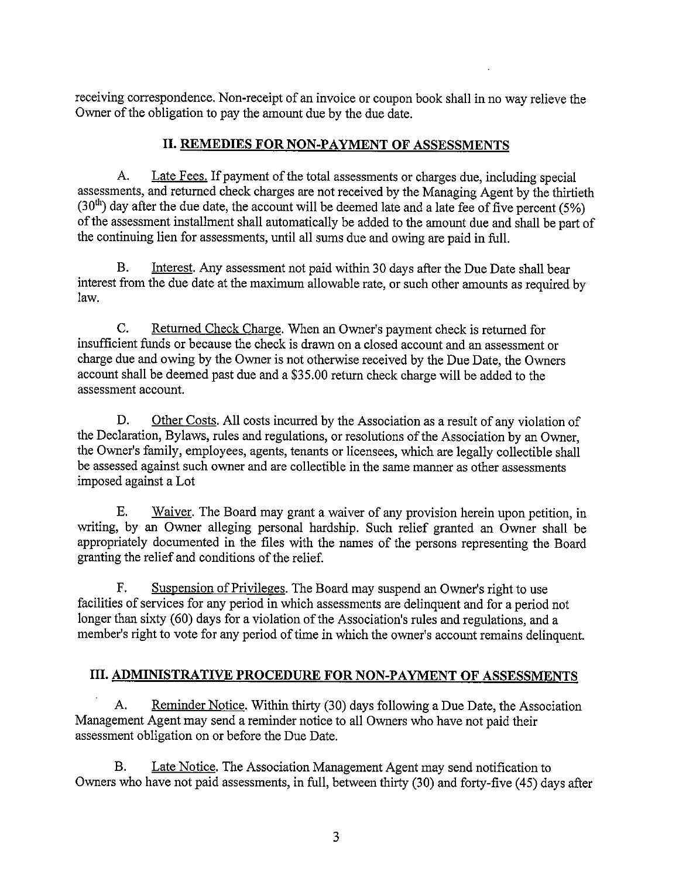receiving correspondence. Non-receipt of an invoice or coupon book shall in no way relieve the Owner of the obligation to pay the amount due by the due date.

## II. REMEDIES FOR NON-PAYMENT OF ASSESSMENTS

A. Late Fees. If payment of the total assessments or charges due, including special assessments, and returned check charges are not received by the Managing Agent by the thirtieth (30th) day after the due date, the account will be deemed late and a late fee of five percent (5%) of the assessment installment shall automatically be added to the amount due and shall be part of the continuing lien for assessments, until all sums due and owing are paid in full.

B. Interest. Any assessment not paid within 30 days after the Due Date shall bear interest from the due date at the maximum allowable rate, or such other amounts as required by law.

C. Returned Check Charge. When an Owner's payment check is returned for insufficient funds or because the check is drawn on a closed account and an assessment or charge due and owing by the Owner is not otherwise received by the Due Date, the Owners account shall be deemed past due and a $35.00 return check charge will be added to the assessment account.

D. Other Costs. All costs incurred by the Association as a result of any violation of the Declaration, Bylaws, rules and regulations, or resolutions of the Association by an Owner, the Owner's family, employees, agents, tenants or licensees, which are legally collectible shall be assessed against such owner and are collectible in the same manner as other assessments imposed against a Lot

E. Waiver. The Board may grant a waiver of any provision herein upon petition, in writing, by an Owner alleging personal hardship. Such relief granted an Owner shall be appropriately documented in the files with the names of the persons representing the Board granting the relief and conditions of the relief.

F. Suspension of Privileges. The Board may suspend an Owner's right to use facilities of services for any period in which assessments are delinquent and for a period not longer than sixty (60) days for a violation of the Association's rules and regulations, and a member's right to vote for any period of time in which the owner's account remains delinquent.

## III. ADMINISTRATIVE PROCEDURE FOR NON-PAYMENT OF ASSESSMENTS

A. Reminder Notice. Within thirty (30) days following a Due Date, the Association Management Agent may send a reminder notice to all Owners who have not paid their assessment obligation on or before the Due Date.

B. Late Notice. The Association Management Agent may send notification to Owners who have not paid assessments, in full, between thirty (30) and forty-five (45) days after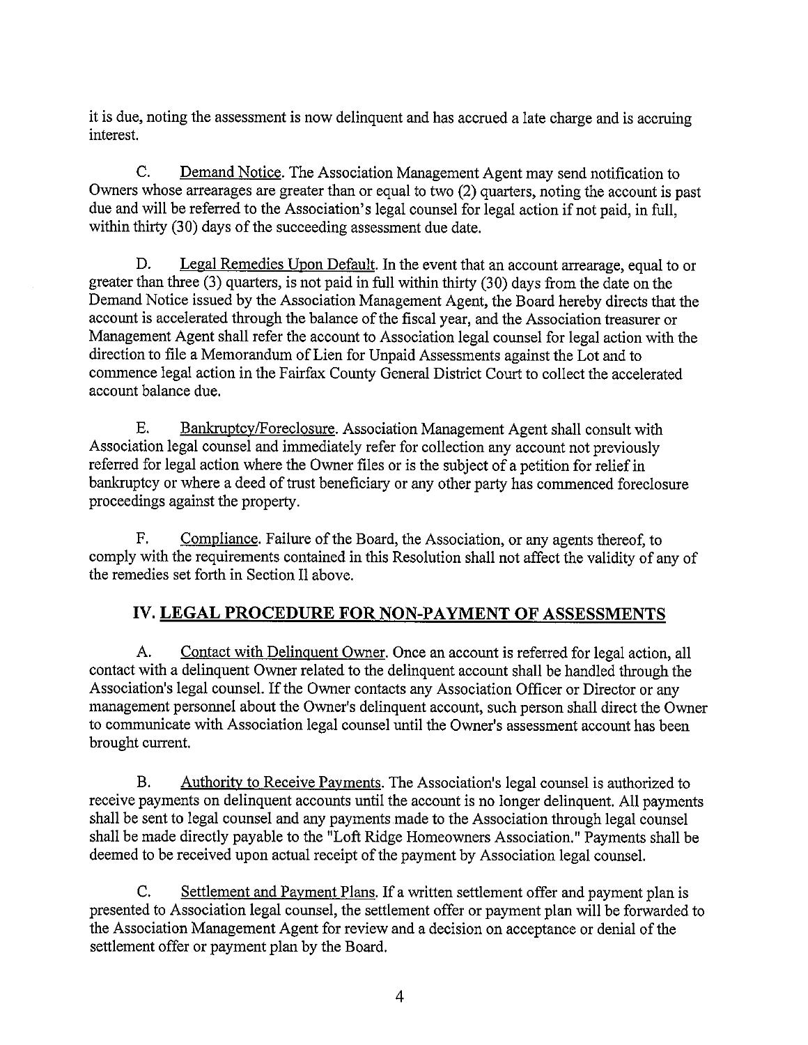it is due, noting the assessment is now delinquent and has accrued a late charge and is accruing interest.

C. Demand Notice. The Association Management Agent may send notification to Owners whose arrearages are greater than or equal to two (2) quarters, noting the account is past due and will be referred to the Association's legal counsel for legal action if not paid, in full, within thirty (30) days of the succeeding assessment due date.

D. Legal Remedies Upon Default. In the event that an account arrearage, equal to or greater than three (3) quarters, is not paid in full within thirty (30) days from the date on the Demand Notice issued by the Association Management Agent, the Board hereby directs that the account is accelerated through the balance of the fiscal year, and the Association treasurer or Management Agent shall refer the account to Association legal counsel for legal action with the direction to file a Memorandum of Lien for Unpaid Assessments against the Lot and to commence legal action in the Fairfax County General District Court to collect the accelerated account balance due.

E. Bankruptcy/Foreclosure. Association Management Agent shall consult with Association legal counsel and immediately refer for collection any account not previously referred for legal action where the Owner files or is the subject of a petition for relief in bankruptcy or where a deed of trust beneficiary or any other party has commenced foreclosure proceedings against the property.

F. Compliance. Failure of the Board, the Association, or any agents thereof, to comply with the requirements contained in this Resolution shall not affect the validity of any of the remedies set forth in Section II above.

## IV. LEGAL PROCEDURE FOR NON-PAYMENT OF ASSESSMENTS

A. Contact with Delinquent Owner. Once an account is referred for legal action, all contact with a delinquent Owner related to the delinquent account shall be handled through the Association's legal counsel. If the Owner contacts any Association Officer or Director or any management personnel about the Owner's delinquent account, such person shall direct the Owner to communicate with Association legal counsel until the Owner's assessment account has been brought current.

B. Authority to Receive Payments. The Association's legal counsel is authorized to receive payments on delinquent accounts until the account is no longer delinquent. All payments shall be sent to legal counsel and any payments made to the Association through legal counsel shall be made directly payable to the "Loft Ridge Homeowners Association." Payments shall be deemed to be received upon actual receipt of the payment by Association legal counsel.

C. Settlement and Payment Plans. If a written settlement offer and payment plan is presented to Association legal counsel, the settlement offer or payment plan will be forwarded to the Association Management Agent for review and a decision on acceptance or denial of the settlement offer or payment plan by the Board.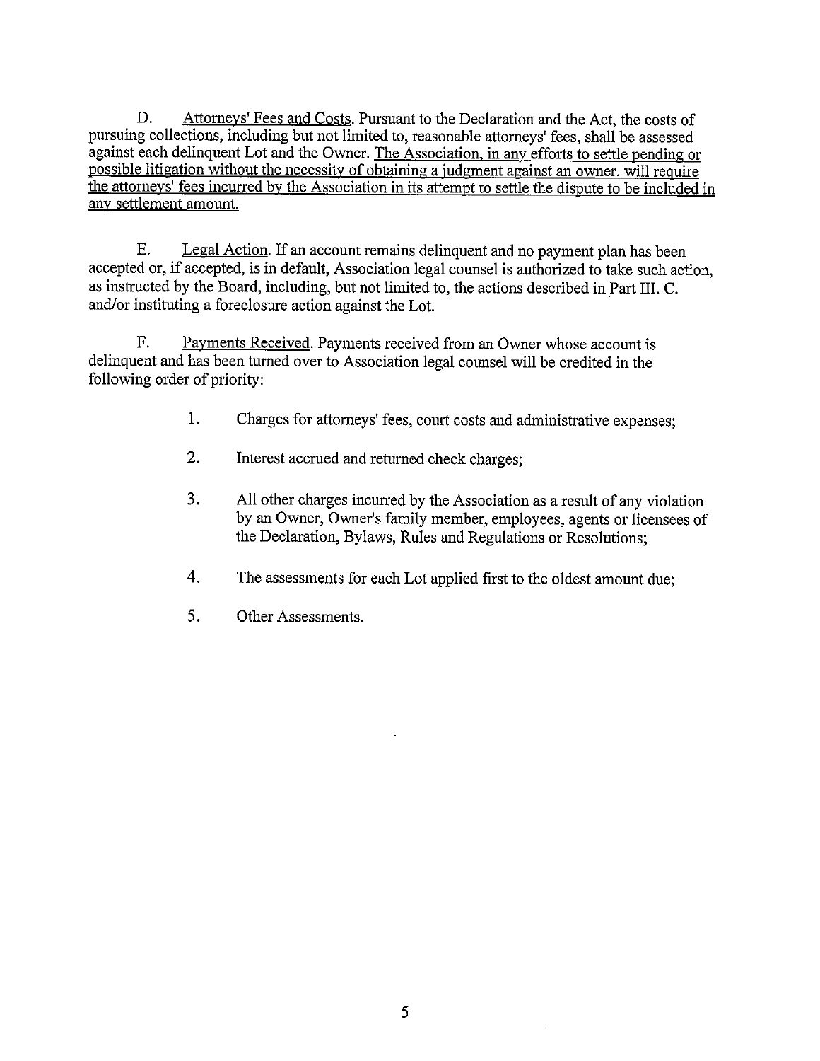D. Attorneys' Fees and Costs. Pursuant to the Declaration and the Act, the costs of pursuing collections, including but not limited to, reasonable attorneys' fees, shall be assessed against each delinquent Lot and the Owner. The Association, in any efforts to settle pending or possible litigation without the necessity of obtaining a judgment against an owner, will require the attorneys' fees incurred by the Association in its attempt to settle the dispute to be included in any settlement amount.

E. Legal Action. If an account remains delinquent and no payment plan has been accepted or, if accepted, is in default, Association legal counsel is authorized to take such action, as instructed by the Board, including, but not limited to, the actions described in Part III. C. and/or instituting a foreclosure action against the Lot.

F. Payments Received. Payments received from an Owner whose account is delinquent and has been turned over to Association legal counsel will be credited in the following order of priority:

1. Charges for attorneys' fees, court costs and administrative expenses;

2. Interest accrued and returned check charges;

3. All other charges incurred by the Association as a result of any violation by an Owner, Owner's family member, employees, agents or licensees of the Declaration, Bylaws, Rules and Regulations or Resolutions;

4. The assessments for each Lot applied first to the oldest amount due;

5. Other Assessments.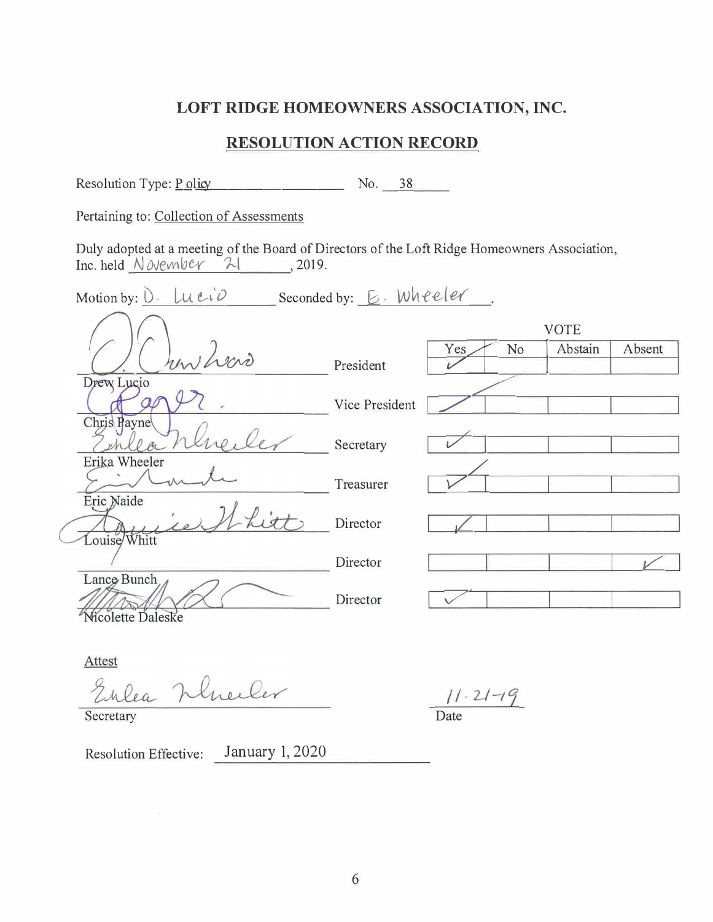# LOFT RIDGE HOMEOWNERS ASSOCIATION, INC.

## RESOLUTION ACTION RECORD

Resolution Type: Policy No. 38

Pertaining to: Collection of Assessments

Duly adopted at a meeting of the Board of Directors of the Loft Ridge Homeowners Association, Inc. held November 21, 2019.

Motion by: D. Lucio Seconded by: E. Wheeler.

| Name | Title | VOTE: Yes | No | Abstain | Absent |
|---|---|---|---|---|---|
| Drew Lucio | President | ✓ | | | |
| Chris Payne | Vice President | ✓ | | | |
| Erika Wheeler | Secretary | ✓ | | | |
| Eric Naide | Treasurer | ✓ | | | |
| Louise Whitt | Director | ✓ | | | |
| Lance Bunch | Director | | | | ✓ |
| Nicolette Daleske | Director | ✓ | | | |

Attest

Erika Wheeler
Secretary

11-21-19
Date

Resolution Effective: January 1, 2020